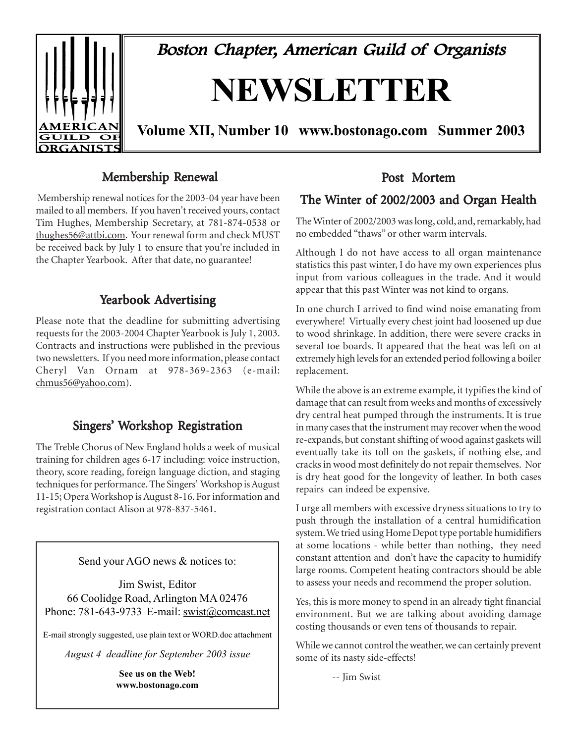# Boston Chapter, American Guild of Organists

# NEWSLETTER

**Volume XII, Number 10 www.bostonago.com Summer 2003**

## Membership Renewal

Membership renewal notices for the 2003-04 year have been mailed to all members. If you haven't received yours, contact Tim Hughes, Membership Secretary, at 781-874-0538 or thughes56@attbi.com. Your renewal form and check MUST be received back by July 1 to ensure that you're included in the Chapter Yearbook. After that date, no guarantee!

## Yearbook Advertising

Please note that the deadline for submitting advertising requests for the 2003-2004 Chapter Yearbook is July 1, 2003. Contracts and instructions were published in the previous two newsletters. If you need more information, please contact Cheryl Van Ornam at 978-369-2363 (e-mail: chmus56@yahoo.com).

## Singers' Workshop Registration

The Treble Chorus of New England holds a week of musical training for children ages 6-17 including: voice instruction, theory, score reading, foreign language diction, and staging techniques for performance. The Singers' Workshop is August 11-15; Opera Workshop is August 8-16. For information and registration contact Alison at 978-837-5461.

---

Send your AGO news & notices to:

Jim Swist, Editor
66 Coolidge Road, Arlington MA 02476
Phone: 781-643-9733 E-mail: swist@comcast.net

E-mail strongly suggested, use plain text or WORD.doc attachment

*August 4 deadline for September 2003 issue*

**See us on the Web!**
**www.bostonago.com**

---

## Post Mortem

## The Winter of 2002/2003 and Organ Health

The Winter of 2002/2003 was long, cold, and, remarkably, had no embedded "thaws" or other warm intervals.

Although I do not have access to all organ maintenance statistics this past winter, I do have my own experiences plus input from various colleagues in the trade. And it would appear that this past Winter was not kind to organs.

In one church I arrived to find wind noise emanating from everywhere! Virtually every chest joint had loosened up due to wood shrinkage. In addition, there were severe cracks in several toe boards. It appeared that the heat was left on at extremely high levels for an extended period following a boiler replacement.

While the above is an extreme example, it typifies the kind of damage that can result from weeks and months of excessively dry central heat pumped through the instruments. It is true in many cases that the instrument may recover when the wood re-expands, but constant shifting of wood against gaskets will eventually take its toll on the gaskets, if nothing else, and cracks in wood most definitely do not repair themselves. Nor is dry heat good for the longevity of leather. In both cases repairs can indeed be expensive.

I urge all members with excessive dryness situations to try to push through the installation of a central humidification system. We tried using Home Depot type portable humidifiers at some locations - while better than nothing, they need constant attention and don't have the capacity to humidify large rooms. Competent heating contractors should be able to assess your needs and recommend the proper solution.

Yes, this is more money to spend in an already tight financial environment. But we are talking about avoiding damage costing thousands or even tens of thousands to repair.

While we cannot control the weather, we can certainly prevent some of its nasty side-effects!

-- Jim Swist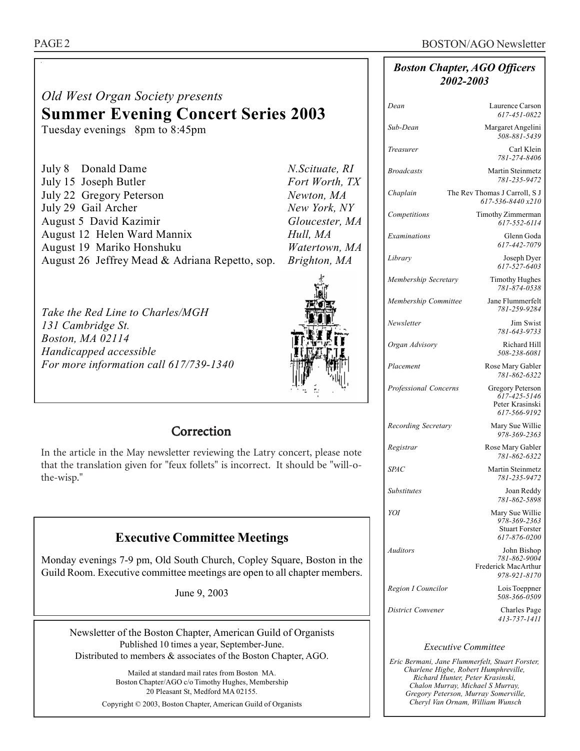*Old West Organ Society presents*

## Summer Evening Concert Series 2003

Tuesday evenings 8pm to 8:45pm

| Date | Performer | Location |
|---|---|---|
| July 8 | Donald Dame | *N.Scituate, RI* |
| July 15 | Joseph Butler | *Fort Worth, TX* |
| July 22 | Gregory Peterson | *Newton, MA* |
| July 29 | Gail Archer | *New York, NY* |
| August 5 | David Kazimir | *Gloucester, MA* |
| August 12 | Helen Ward Mannix | *Hull, MA* |
| August 19 | Mariko Honshuku | *Watertown, MA* |
| August 26 | Jeffrey Mead & Adriana Repetto, sop. | *Brighton, MA* |

*Take the Red Line to Charles/MGH*
*131 Cambridge St.*
*Boston, MA 02114*
*Handicapped accessible*
*For more information call 617/739-1340*

## Correction

In the article in the May newsletter reviewing the Latry concert, please note that the translation given for "feux follets" is incorrect. It should be "will-o-the-wisp."

## Executive Committee Meetings

Monday evenings 7-9 pm, Old South Church, Copley Square, Boston in the Guild Room. Executive committee meetings are open to all chapter members.

June 9, 2003

Newsletter of the Boston Chapter, American Guild of Organists
Published 10 times a year, September-June.
Distributed to members & associates of the Boston Chapter, AGO.

Mailed at standard mail rates from Boston MA.
Boston Chapter/AGO c/o Timothy Hughes, Membership
20 Pleasant St, Medford MA 02155.

Copyright © 2003, Boston Chapter, American Guild of Organists

### *Boston Chapter, AGO Officers 2002-2003*

| Position | Name | Phone |
|---|---|---|
| *Dean* | Laurence Carson | *617-451-0822* |
| *Sub-Dean* | Margaret Angelini | *508-881-5439* |
| *Treasurer* | Carl Klein | *781-274-8406* |
| *Broadcasts* | Martin Steinmetz | *781-235-9472* |
| *Chaplain* | The Rev Thomas J Carroll, S J | *617-536-8440 x210* |
| *Competitions* | Timothy Zimmerman | *617-552-6114* |
| *Examinations* | Glenn Goda | *617-442-7079* |
| *Library* | Joseph Dyer | *617-527-6403* |
| *Membership Secretary* | Timothy Hughes | *781-874-0538* |
| *Membership Committee* | Jane Flummerfelt | *781-259-9284* |
| *Newsletter* | Jim Swist | *781-643-9733* |
| *Organ Advisory* | Richard Hill | *508-238-6081* |
| *Placement* | Rose Mary Gabler | *781-862-6322* |
| *Professional Concerns* | Gregory Peterson | *617-425-5146* |
| | Peter Krasinski | *617-566-9192* |
| *Recording Secretary* | Mary Sue Willie | *978-369-2363* |
| *Registrar* | Rose Mary Gabler | *781-862-6322* |
| *SPAC* | Martin Steinmetz | *781-235-9472* |
| *Substitutes* | Joan Reddy | *781-862-5898* |
| *YOI* | Mary Sue Willie | *978-369-2363* |
| | Stuart Forster | *617-876-0200* |
| *Auditors* | John Bishop | *781-862-9004* |
| | Frederick MacArthur | *978-921-8170* |
| *Region I Councilor* | Lois Toeppner | *508-366-0509* |
| *District Convener* | Charles Page | *413-737-1411* |

*Executive Committee*

*Eric Bermani, Jane Flummerfelt, Stuart Forster, Charlene Higbe, Robert Humphreville, Richard Hunter, Peter Krasinski, Chalon Murray, Michael S Murray, Gregory Peterson, Murray Somerville, Cheryl Van Ornam, William Wunsch*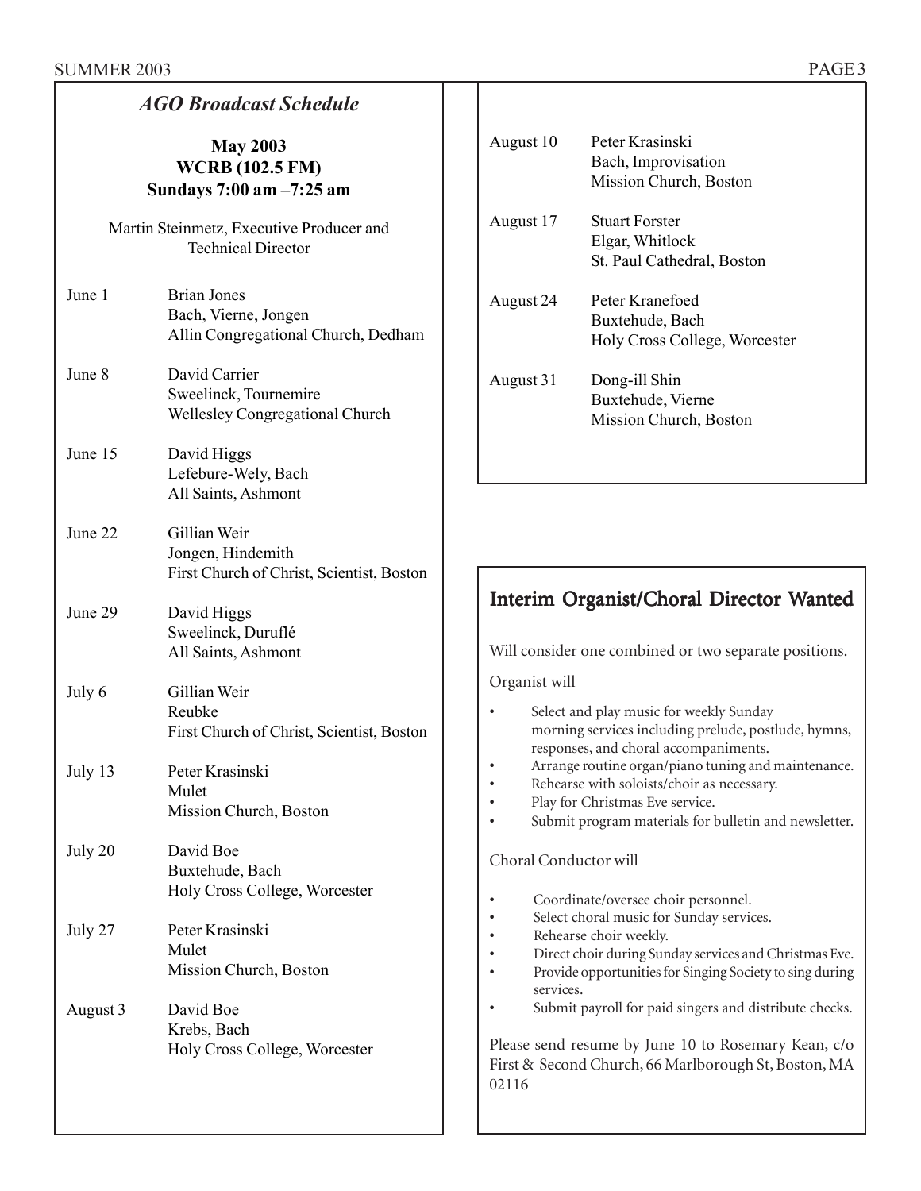## *AGO Broadcast Schedule*

**May 2003**
**WCRB (102.5 FM)**
**Sundays 7:00 am –7:25 am**

Martin Steinmetz, Executive Producer and Technical Director

| Date | Details |
|---|---|
| June 1 | Brian Jones<br>Bach, Vierne, Jongen<br>Allin Congregational Church, Dedham |
| June 8 | David Carrier<br>Sweelinck, Tournemire<br>Wellesley Congregational Church |
| June 15 | David Higgs<br>Lefebure-Wely, Bach<br>All Saints, Ashmont |
| June 22 | Gillian Weir<br>Jongen, Hindemith<br>First Church of Christ, Scientist, Boston |
| June 29 | David Higgs<br>Sweelinck, Duruflé<br>All Saints, Ashmont |
| July 6 | Gillian Weir<br>Reubke<br>First Church of Christ, Scientist, Boston |
| July 13 | Peter Krasinski<br>Mulet<br>Mission Church, Boston |
| July 20 | David Boe<br>Buxtehude, Bach<br>Holy Cross College, Worcester |
| July 27 | Peter Krasinski<br>Mulet<br>Mission Church, Boston |
| August 3 | David Boe<br>Krebs, Bach<br>Holy Cross College, Worcester |
| August 10 | Peter Krasinski<br>Bach, Improvisation<br>Mission Church, Boston |
| August 17 | Stuart Forster<br>Elgar, Whitlock<br>St. Paul Cathedral, Boston |
| August 24 | Peter Kranefoed<br>Buxtehude, Bach<br>Holy Cross College, Worcester |
| August 31 | Dong-ill Shin<br>Buxtehude, Vierne<br>Mission Church, Boston |

## Interim Organist/Choral Director Wanted

Will consider one combined or two separate positions.

Organist will

- Select and play music for weekly Sunday morning services including prelude, postlude, hymns, responses, and choral accompaniments.
- Arrange routine organ/piano tuning and maintenance.
- Rehearse with soloists/choir as necessary.
- Play for Christmas Eve service.
- Submit program materials for bulletin and newsletter.

Choral Conductor will

- Coordinate/oversee choir personnel.
- Select choral music for Sunday services.
- Rehearse choir weekly.
- Direct choir during Sunday services and Christmas Eve.
- Provide opportunities for Singing Society to sing during services.
- Submit payroll for paid singers and distribute checks.

Please send resume by June 10 to Rosemary Kean, c/o First & Second Church, 66 Marlborough St, Boston, MA 02116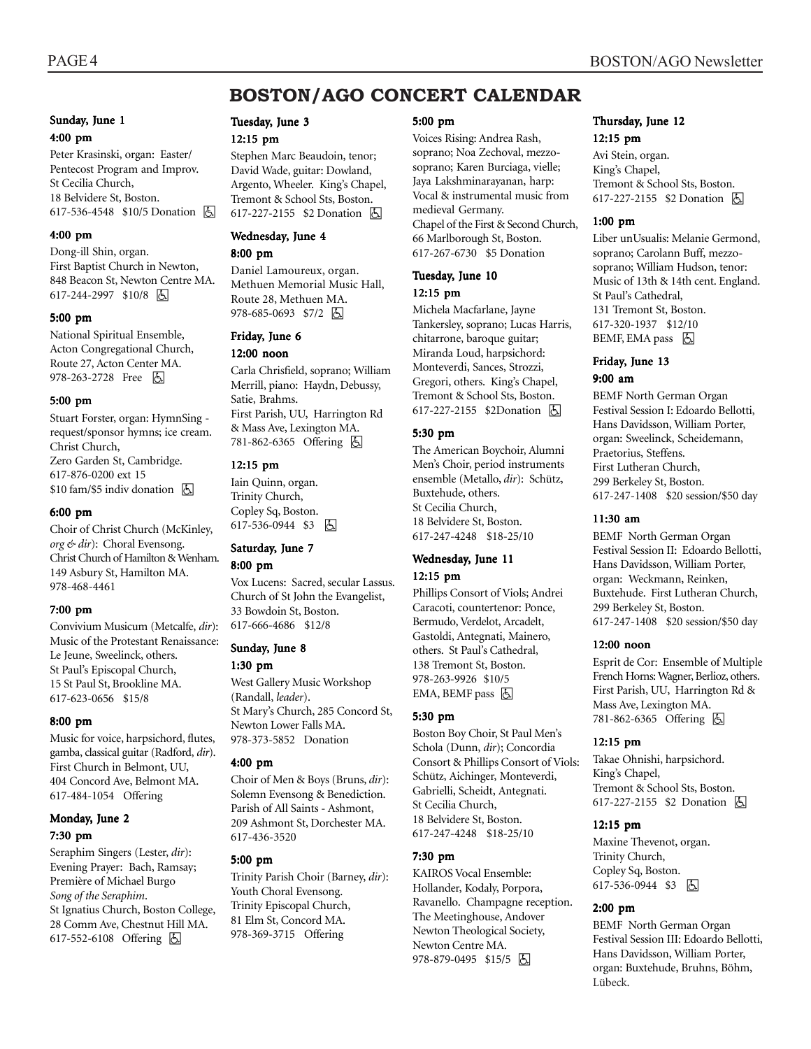# BOSTON/AGO CONCERT CALENDAR

### Sunday, June 1

**4:00 pm**

Peter Krasinski, organ: Easter/ Pentecost Program and Improv. St Cecilia Church, 18 Belvidere St, Boston. 617-536-4548 $10/5 Donation ♿

**4:00 pm**

Dong-ill Shin, organ. First Baptist Church in Newton, 848 Beacon St, Newton Centre MA. 617-244-2997 $10/8 ♿

**5:00 pm**

National Spiritual Ensemble, Acton Congregational Church, Route 27, Acton Center MA. 978-263-2728 Free ♿

**5:00 pm**

Stuart Forster, organ: HymnSing - request/sponsor hymns; ice cream. Christ Church, Zero Garden St, Cambridge. 617-876-0200 ext 15 $10 fam/$5 indiv donation ♿

**6:00 pm**

Choir of Christ Church (McKinley, *org & dir*): Choral Evensong. Christ Church of Hamilton & Wenham. 149 Asbury St, Hamilton MA. 978-468-4461

**7:00 pm**

Convivium Musicum (Metcalfe, *dir*): Music of the Protestant Renaissance: Le Jeune, Sweelinck, others. St Paul's Episcopal Church, 15 St Paul St, Brookline MA. 617-623-0656 $15/8

**8:00 pm**

Music for voice, harpsichord, flutes, gamba, classical guitar (Radford, *dir*). First Church in Belmont, UU, 404 Concord Ave, Belmont MA. 617-484-1054 Offering

### Monday, June 2

**7:30 pm**

Seraphim Singers (Lester, *dir*): Evening Prayer: Bach, Ramsay; Première of Michael Burgo *Song of the Seraphim*. St Ignatius Church, Boston College, 28 Comm Ave, Chestnut Hill MA. 617-552-6108 Offering ♿

### Tuesday, June 3

**12:15 pm**

Stephen Marc Beaudoin, tenor; David Wade, guitar: Dowland, Argento, Wheeler. King's Chapel, Tremont & School Sts, Boston. 617-227-2155 $2 Donation ♿

### Wednesday, June 4

**8:00 pm**

Daniel Lamoureux, organ. Methuen Memorial Music Hall, Route 28, Methuen MA. 978-685-0693 $7/2 ♿

### Friday, June 6

**12:00 noon**

Carla Chrisfield, soprano; William Merrill, piano: Haydn, Debussy, Satie, Brahms. First Parish, UU, Harrington Rd & Mass Ave, Lexington MA. 781-862-6365 Offering ♿

**12:15 pm**

Iain Quinn, organ. Trinity Church, Copley Sq, Boston. 617-536-0944 $3 ♿

### Saturday, June 7

**8:00 pm**

Vox Lucens: Sacred, secular Lassus. Church of St John the Evangelist, 33 Bowdoin St, Boston. 617-666-4686 $12/8

### Sunday, June 8

**1:30 pm**

West Gallery Music Workshop (Randall, *leader*). St Mary's Church, 285 Concord St, Newton Lower Falls MA. 978-373-5852 Donation

**4:00 pm**

Choir of Men & Boys (Bruns, *dir*): Solemn Evensong & Benediction. Parish of All Saints - Ashmont, 209 Ashmont St, Dorchester MA. 617-436-3520

**5:00 pm**

Trinity Parish Choir (Barney, *dir*): Youth Choral Evensong. Trinity Episcopal Church, 81 Elm St, Concord MA. 978-369-3715 Offering

**5:00 pm**

Voices Rising: Andrea Rash, soprano; Noa Zechoval, mezzo-soprano; Karen Burciaga, vielle; Jaya Lakshminarayanan, harp: Vocal & instrumental music from medieval Germany. Chapel of the First & Second Church, 66 Marlborough St, Boston. 617-267-6730 $5 Donation

### Tuesday, June 10

**12:15 pm**

Michela Macfarlane, Jayne Tankersley, soprano; Lucas Harris, chitarrone, baroque guitar; Miranda Loud, harpsichord: Monteverdi, Sances, Strozzi, Gregori, others. King's Chapel, Tremont & School Sts, Boston. 617-227-2155 $2Donation ♿

**5:30 pm**

The American Boychoir, Alumni Men's Choir, period instruments ensemble (Metallo, *dir*): Schütz, Buxtehude, others. St Cecilia Church, 18 Belvidere St, Boston. 617-247-4248 $18-25/10

### Wednesday, June 11

**12:15 pm**

Phillips Consort of Viols; Andrei Caracoti, countertenor: Ponce, Bermudo, Verdelot, Arcadelt, Gastoldi, Antegnati, Mainero, others. St Paul's Cathedral, 138 Tremont St, Boston. 978-263-9926 $10/5 EMA, BEMF pass ♿

**5:30 pm**

Boston Boy Choir, St Paul Men's Schola (Dunn, *dir*); Concordia Consort & Phillips Consort of Viols: Schütz, Aichinger, Monteverdi, Gabrielli, Scheidt, Antegnati. St Cecilia Church, 18 Belvidere St, Boston. 617-247-4248 $18-25/10

**7:30 pm**

KAIROS Vocal Ensemble: Hollander, Kodaly, Porpora, Ravanello. Champagne reception. The Meetinghouse, Andover Newton Theological Society, Newton Centre MA. 978-879-0495 $15/5 ♿

### Thursday, June 12

**12:15 pm**

Avi Stein, organ. King's Chapel, Tremont & School Sts, Boston. 617-227-2155 $2 Donation ♿

**1:00 pm**

Liber unUsualis: Melanie Germond, soprano; Carolann Buff, mezzo-soprano; William Hudson, tenor: Music of 13th & 14th cent. England. St Paul's Cathedral, 131 Tremont St, Boston. 617-320-1937 $12/10 BEMF, EMA pass ♿

### Friday, June 13

**9:00 am**

BEMF North German Organ Festival Session I: Edoardo Bellotti, Hans Davidsson, William Porter, organ: Sweelinck, Scheidemann, Praetorius, Steffens. First Lutheran Church, 299 Berkeley St, Boston. 617-247-1408 $20 session/$50 day

**11:30 am**

BEMF North German Organ Festival Session II: Edoardo Bellotti, Hans Davidsson, William Porter, organ: Weckmann, Reinken, Buxtehude. First Lutheran Church, 299 Berkeley St, Boston. 617-247-1408 $20 session/$50 day

**12:00 noon**

Esprit de Cor: Ensemble of Multiple French Horns: Wagner, Berlioz, others. First Parish, UU, Harrington Rd & Mass Ave, Lexington MA. 781-862-6365 Offering ♿

**12:15 pm**

Takae Ohnishi, harpsichord. King's Chapel, Tremont & School Sts, Boston. 617-227-2155 $2 Donation ♿

**12:15 pm**

Maxine Thevenot, organ. Trinity Church, Copley Sq, Boston. 617-536-0944 $3 ♿

**2:00 pm**

BEMF North German Organ Festival Session III: Edoardo Bellotti, Hans Davidsson, William Porter, organ: Buxtehude, Bruhns, Böhm, Lübeck.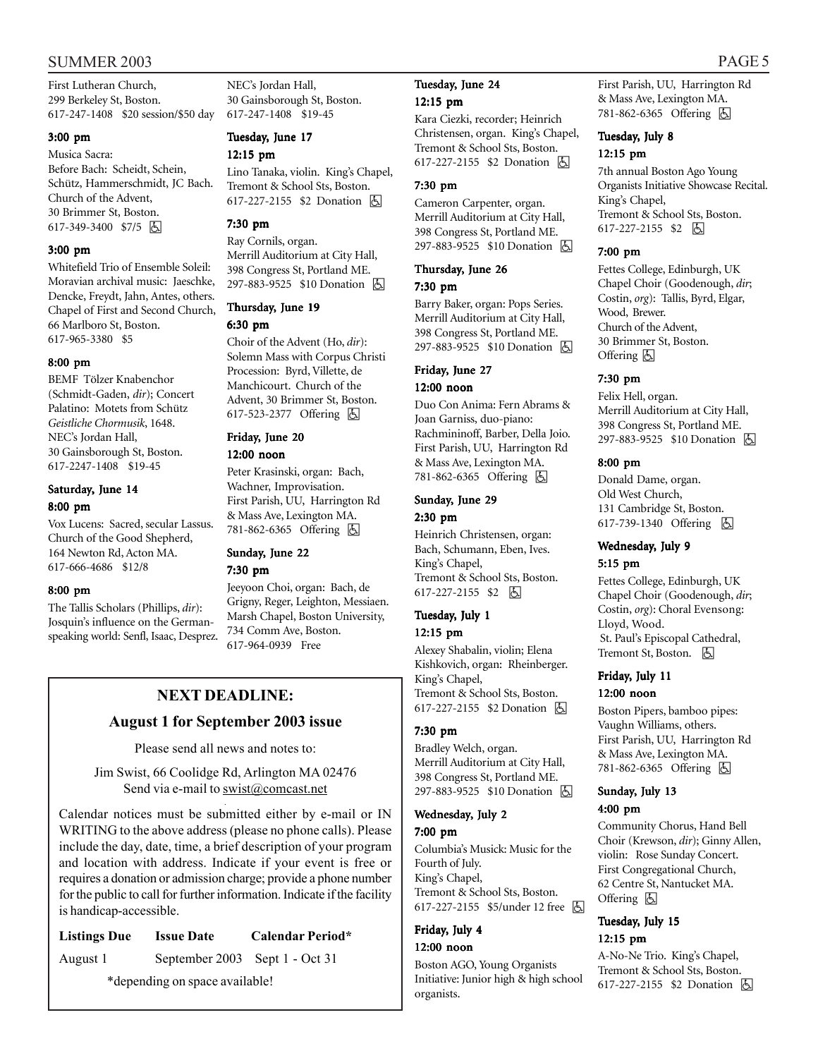First Lutheran Church,
299 Berkeley St, Boston.
617-247-1408 $20 session/$50 day

**3:00 pm**

Musica Sacra:
Before Bach: Scheidt, Schein, Schütz, Hammerschmidt, JC Bach.
Church of the Advent,
30 Brimmer St, Boston.
617-349-3400 $7/5 ♿

**3:00 pm**

Whitefield Trio of Ensemble Soleil: Moravian archival music: Jaeschke, Dencke, Freydt, Jahn, Antes, others.
Chapel of First and Second Church,
66 Marlboro St, Boston.
617-965-3380 $5

**8:00 pm**

BEMF Tölzer Knabenchor (Schmidt-Gaden, *dir*); Concert Palatino: Motets from Schütz *Geistliche Chormusik*, 1648.
NEC's Jordan Hall,
30 Gainsborough St, Boston.
617-2247-1408 $19-45

### Saturday, June 14

**8:00 pm**

Vox Lucens: Sacred, secular Lassus.
Church of the Good Shepherd,
164 Newton Rd, Acton MA.
617-666-4686 $12/8

**8:00 pm**

The Tallis Scholars (Phillips, *dir*): Josquin's influence on the German-speaking world: Senfl, Isaac, Desprez.
NEC's Jordan Hall,
30 Gainsborough St, Boston.
617-247-1408 $19-45

### Tuesday, June 17

**12:15 pm**

Lino Tanaka, violin. King's Chapel,
Tremont & School Sts, Boston.
617-227-2155 $2 Donation ♿

**7:30 pm**

Ray Cornils, organ.
Merrill Auditorium at City Hall,
398 Congress St, Portland ME.
297-883-9525 $10 Donation ♿

### Thursday, June 19

**6:30 pm**

Choir of the Advent (Ho, *dir*): Solemn Mass with Corpus Christi Procession: Byrd, Villette, de Manchicourt. Church of the Advent, 30 Brimmer St, Boston.
617-523-2377 Offering ♿

### Friday, June 20

**12:00 noon**

Peter Krasinski, organ: Bach, Wachner, Improvisation.
First Parish, UU, Harrington Rd & Mass Ave, Lexington MA.
781-862-6365 Offering ♿

### Sunday, June 22

**7:30 pm**

Jeeyoon Choi, organ: Bach, de Grigny, Reger, Leighton, Messiaen. Marsh Chapel, Boston University,
734 Comm Ave, Boston.
617-964-0939 Free

### Tuesday, June 24

**12:15 pm**

Kara Ciezki, recorder; Heinrich Christensen, organ. King's Chapel, Tremont & School Sts, Boston.
617-227-2155 $2 Donation ♿

**7:30 pm**

Cameron Carpenter, organ.
Merrill Auditorium at City Hall,
398 Congress St, Portland ME.
297-883-9525 $10 Donation ♿

### Thursday, June 26

**7:30 pm**

Barry Baker, organ: Pops Series.
Merrill Auditorium at City Hall,
398 Congress St, Portland ME.
297-883-9525 $10 Donation ♿

### Friday, June 27

**12:00 noon**

Duo Con Anima: Fern Abrams & Joan Garniss, duo-piano: Rachmininoff, Barber, Della Joio.
First Parish, UU, Harrington Rd & Mass Ave, Lexington MA.
781-862-6365 Offering ♿

### Sunday, June 29

**2:30 pm**

Heinrich Christensen, organ: Bach, Schumann, Eben, Ives.
King's Chapel,
Tremont & School Sts, Boston.
617-227-2155 $2 ♿

### Tuesday, July 1

**12:15 pm**

Alexey Shabalin, violin; Elena Kishkovich, organ: Rheinberger.
King's Chapel,
Tremont & School Sts, Boston.
617-227-2155 $2 Donation ♿

**7:30 pm**

Bradley Welch, organ.
Merrill Auditorium at City Hall,
398 Congress St, Portland ME.
297-883-9525 $10 Donation ♿

### Wednesday, July 2

**7:00 pm**

Columbia's Musick: Music for the Fourth of July.
King's Chapel,
Tremont & School Sts, Boston.
617-227-2155 $5/under 12 free ♿

### Friday, July 4

**12:00 noon**

Boston AGO, Young Organists Initiative: Junior high & high school organists.
First Parish, UU, Harrington Rd & Mass Ave, Lexington MA.
781-862-6365 Offering ♿

### Tuesday, July 8

**12:15 pm**

7th annual Boston Ago Young Organists Initiative Showcase Recital.
King's Chapel,
Tremont & School Sts, Boston.
617-227-2155 $2 ♿

**7:00 pm**

Fettes College, Edinburgh, UK Chapel Choir (Goodenough, *dir*; Costin, *org*): Tallis, Byrd, Elgar, Wood, Brewer.
Church of the Advent,
30 Brimmer St, Boston.
Offering ♿

**7:30 pm**

Felix Hell, organ.
Merrill Auditorium at City Hall,
398 Congress St, Portland ME.
297-883-9525 $10 Donation ♿

**8:00 pm**

Donald Dame, organ.
Old West Church,
131 Cambridge St, Boston.
617-739-1340 Offering ♿

### Wednesday, July 9

**5:15 pm**

Fettes College, Edinburgh, UK Chapel Choir (Goodenough, *dir*; Costin, *org*): Choral Evensong: Lloyd, Wood.
St. Paul's Episcopal Cathedral,
Tremont St, Boston. ♿

### Friday, July 11

**12:00 noon**

Boston Pipers, bamboo pipes: Vaughn Williams, others.
First Parish, UU, Harrington Rd & Mass Ave, Lexington MA.
781-862-6365 Offering ♿

### Sunday, July 13

**4:00 pm**

Community Chorus, Hand Bell Choir (Krewson, *dir*); Ginny Allen, violin: Rose Sunday Concert.
First Congregational Church,
62 Centre St, Nantucket MA.
Offering ♿

### Tuesday, July 15

**12:15 pm**

A-No-Ne Trio. King's Chapel,
Tremont & School Sts, Boston.
617-227-2155 $2 Donation ♿

---

## NEXT DEADLINE:

## August 1 for September 2003 issue

Please send all news and notes to:

Jim Swist, 66 Coolidge Rd, Arlington MA 02476
Send via e-mail to swist@comcast.net

Calendar notices must be submitted either by e-mail or IN WRITING to the above address (please no phone calls). Please include the day, date, time, a brief description of your program and location with address. Indicate if your event is free or requires a donation or admission charge; provide a phone number for the public to call for further information. Indicate if the facility is handicap-accessible.

| Listings Due | Issue Date | Calendar Period* |
|---|---|---|
| August 1 | September 2003 | Sept 1 - Oct 31 |

*depending on space available!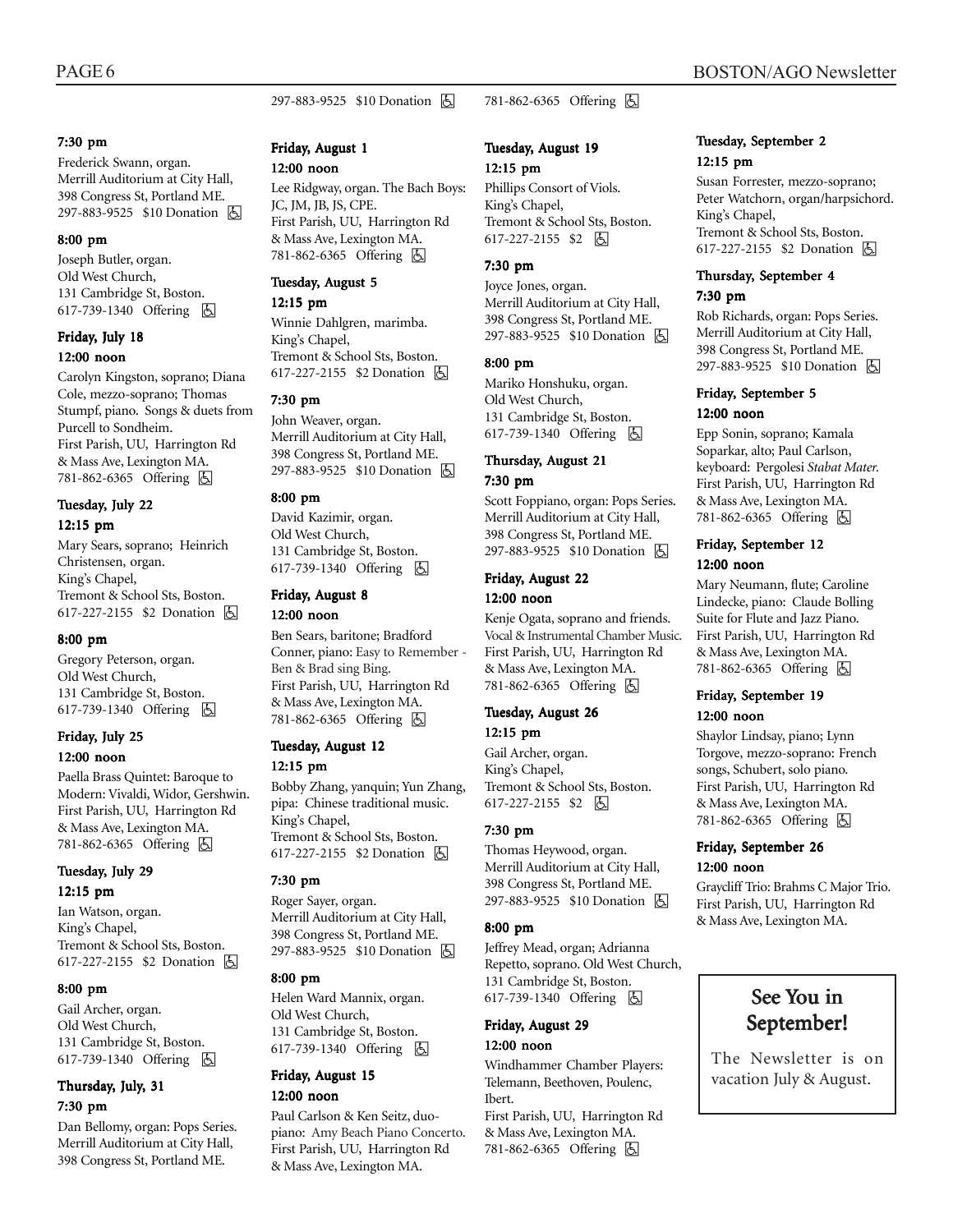297-883-9525 $10 Donation ♿

781-862-6365 Offering ♿

**7:30 pm**

Frederick Swann, organ.
Merrill Auditorium at City Hall,
398 Congress St, Portland ME.
297-883-9525 $10 Donation ♿

**8:00 pm**

Joseph Butler, organ.
Old West Church,
131 Cambridge St, Boston.
617-739-1340 Offering ♿

**Friday, July 18**

**12:00 noon**

Carolyn Kingston, soprano; Diana Cole, mezzo-soprano; Thomas Stumpf, piano. Songs & duets from Purcell to Sondheim.
First Parish, UU, Harrington Rd & Mass Ave, Lexington MA.
781-862-6365 Offering ♿

**Tuesday, July 22**

**12:15 pm**

Mary Sears, soprano; Heinrich Christensen, organ.
King's Chapel,
Tremont & School Sts, Boston.
617-227-2155 $2 Donation ♿

**8:00 pm**

Gregory Peterson, organ.
Old West Church,
131 Cambridge St, Boston.
617-739-1340 Offering ♿

**Friday, July 25**

**12:00 noon**

Paella Brass Quintet: Baroque to Modern: Vivaldi, Widor, Gershwin.
First Parish, UU, Harrington Rd & Mass Ave, Lexington MA.
781-862-6365 Offering ♿

**Tuesday, July 29**

**12:15 pm**

Ian Watson, organ.
King's Chapel,
Tremont & School Sts, Boston.
617-227-2155 $2 Donation ♿

**8:00 pm**

Gail Archer, organ.
Old West Church,
131 Cambridge St, Boston.
617-739-1340 Offering ♿

**Thursday, July, 31**

**7:30 pm**

Dan Bellomy, organ: Pops Series.
Merrill Auditorium at City Hall,
398 Congress St, Portland ME.

**Friday, August 1**

**12:00 noon**

Lee Ridgway, organ. The Bach Boys: JC, JM, JB, JS, CPE.
First Parish, UU, Harrington Rd & Mass Ave, Lexington MA.
781-862-6365 Offering ♿

**Tuesday, August 5**

**12:15 pm**

Winnie Dahlgren, marimba.
King's Chapel,
Tremont & School Sts, Boston.
617-227-2155 $2 Donation ♿

**7:30 pm**

John Weaver, organ.
Merrill Auditorium at City Hall,
398 Congress St, Portland ME.
297-883-9525 $10 Donation ♿

**8:00 pm**

David Kazimir, organ.
Old West Church,
131 Cambridge St, Boston.
617-739-1340 Offering ♿

**Friday, August 8**

**12:00 noon**

Ben Sears, baritone; Bradford Conner, piano: Easy to Remember - Ben & Brad sing Bing.
First Parish, UU, Harrington Rd & Mass Ave, Lexington MA.
781-862-6365 Offering ♿

**Tuesday, August 12**

**12:15 pm**

Bobby Zhang, yanquin; Yun Zhang, pipa: Chinese traditional music.
King's Chapel,
Tremont & School Sts, Boston.
617-227-2155 $2 Donation ♿

**7:30 pm**

Roger Sayer, organ.
Merrill Auditorium at City Hall,
398 Congress St, Portland ME.
297-883-9525 $10 Donation ♿

**8:00 pm**

Helen Ward Mannix, organ.
Old West Church,
131 Cambridge St, Boston.
617-739-1340 Offering ♿

**Friday, August 15**

**12:00 noon**

Paul Carlson & Ken Seitz, duo-piano: Amy Beach Piano Concerto.
First Parish, UU, Harrington Rd & Mass Ave, Lexington MA.

**Tuesday, August 19**

**12:15 pm**

Phillips Consort of Viols.
King's Chapel,
Tremont & School Sts, Boston.
617-227-2155 $2 ♿

**7:30 pm**

Joyce Jones, organ.
Merrill Auditorium at City Hall,
398 Congress St, Portland ME.
297-883-9525 $10 Donation ♿

**8:00 pm**

Mariko Honshuku, organ.
Old West Church,
131 Cambridge St, Boston.
617-739-1340 Offering ♿

**Thursday, August 21**

**7:30 pm**

Scott Foppiano, organ: Pops Series.
Merrill Auditorium at City Hall,
398 Congress St, Portland ME.
297-883-9525 $10 Donation ♿

**Friday, August 22**

**12:00 noon**

Kenje Ogata, soprano and friends. Vocal & Instrumental Chamber Music.
First Parish, UU, Harrington Rd & Mass Ave, Lexington MA.
781-862-6365 Offering ♿

**Tuesday, August 26**

**12:15 pm**

Gail Archer, organ.
King's Chapel,
Tremont & School Sts, Boston.
617-227-2155 $2 ♿

**7:30 pm**

Thomas Heywood, organ.
Merrill Auditorium at City Hall,
398 Congress St, Portland ME.
297-883-9525 $10 Donation ♿

**8:00 pm**

Jeffrey Mead, organ; Adrianna Repetto, soprano. Old West Church,
131 Cambridge St, Boston.
617-739-1340 Offering ♿

**Friday, August 29**

**12:00 noon**

Windhammer Chamber Players: Telemann, Beethoven, Poulenc, Ibert.
First Parish, UU, Harrington Rd & Mass Ave, Lexington MA.
781-862-6365 Offering ♿

**Tuesday, September 2**

**12:15 pm**

Susan Forrester, mezzo-soprano; Peter Watchorn, organ/harpsichord.
King's Chapel,
Tremont & School Sts, Boston.
617-227-2155 $2 Donation ♿

**Thursday, September 4**

**7:30 pm**

Rob Richards, organ: Pops Series.
Merrill Auditorium at City Hall,
398 Congress St, Portland ME.
297-883-9525 $10 Donation ♿

**Friday, September 5**

**12:00 noon**

Epp Sonin, soprano; Kamala Soparkar, alto; Paul Carlson, keyboard: Pergolesi *Stabat Mater.*
First Parish, UU, Harrington Rd & Mass Ave, Lexington MA.
781-862-6365 Offering ♿

**Friday, September 12**

**12:00 noon**

Mary Neumann, flute; Caroline Lindecke, piano: Claude Bolling Suite for Flute and Jazz Piano.
First Parish, UU, Harrington Rd & Mass Ave, Lexington MA.
781-862-6365 Offering ♿

**Friday, September 19**

**12:00 noon**

Shaylor Lindsay, piano; Lynn Torgove, mezzo-soprano: French songs, Schubert, solo piano.
First Parish, UU, Harrington Rd & Mass Ave, Lexington MA.
781-862-6365 Offering ♿

**Friday, September 26**

**12:00 noon**

Graycliff Trio: Brahms C Major Trio.
First Parish, UU, Harrington Rd & Mass Ave, Lexington MA.

## See You in September!

The Newsletter is on vacation July & August.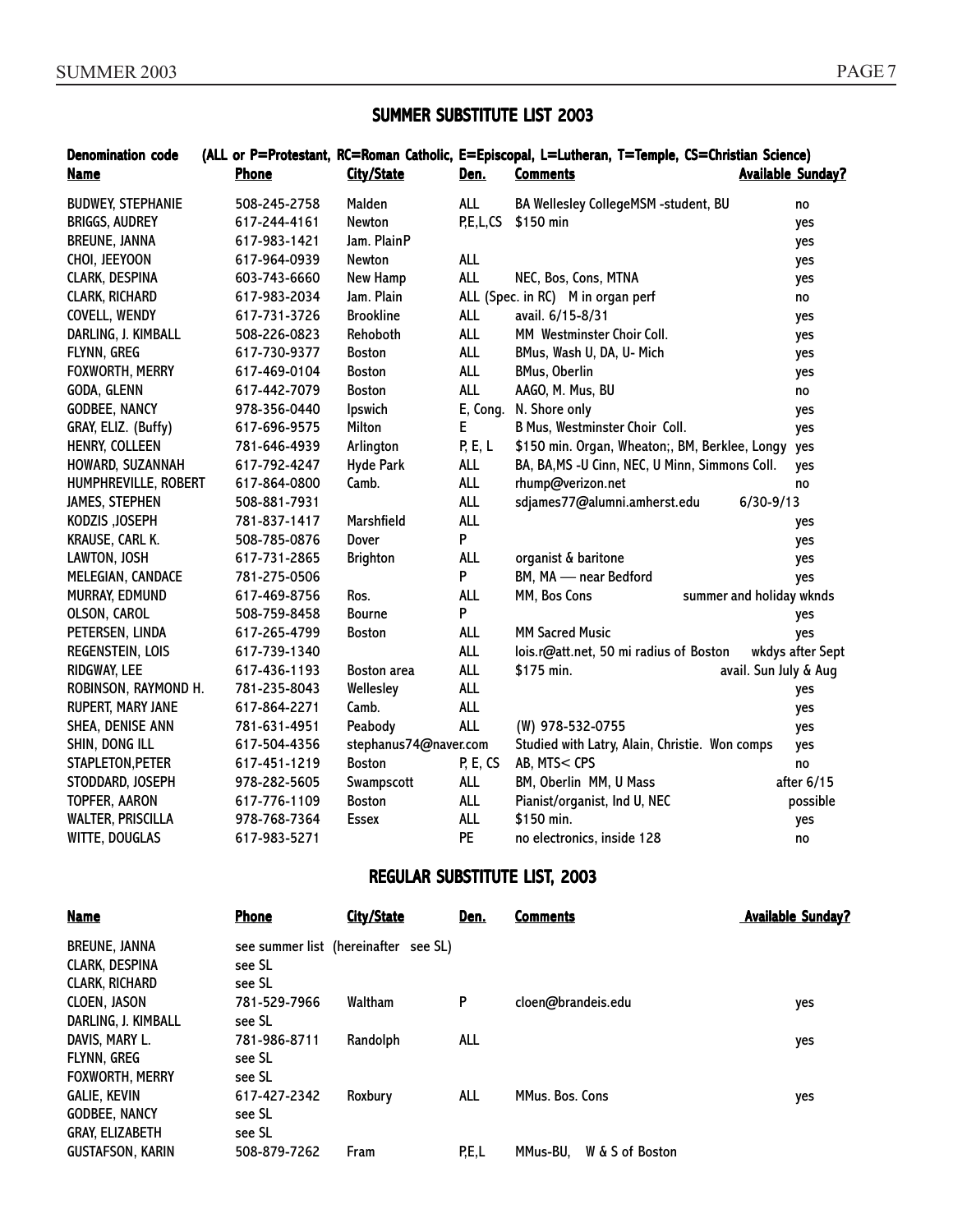## SUMMER SUBSTITUTE LIST 2003

**Denomination code** (ALL or P=Protestant, RC=Roman Catholic, E=Episcopal, L=Lutheran, T=Temple, CS=Christian Science)

| Name | Phone | City/State | Den. | Comments | Available Sunday? |
|---|---|---|---|---|---|
| BUDWEY, STEPHANIE | 508-245-2758 | Malden | ALL | BA Wellesley CollegeMSM -student, BU | no |
| BRIGGS, AUDREY | 617-244-4161 | Newton | P,E,L,CS | $150 min | yes |
| BREUNE, JANNA | 617-983-1421 | Jam. PlainP | | | yes |
| CHOI, JEEYOON | 617-964-0939 | Newton | ALL | | yes |
| CLARK, DESPINA | 603-743-6660 | New Hamp | ALL | NEC, Bos, Cons, MTNA | yes |
| CLARK, RICHARD | 617-983-2034 | Jam. Plain | ALL (Spec. in RC) | M in organ perf | no |
| COVELL, WENDY | 617-731-3726 | Brookline | ALL | avail. 6/15-8/31 | yes |
| DARLING, J. KIMBALL | 508-226-0823 | Rehoboth | ALL | MM Westminster Choir Coll. | yes |
| FLYNN, GREG | 617-730-9377 | Boston | ALL | BMus, Wash U, DA, U- Mich | yes |
| FOXWORTH, MERRY | 617-469-0104 | Boston | ALL | BMus, Oberlin | yes |
| GODA, GLENN | 617-442-7079 | Boston | ALL | AAGO, M. Mus, BU | no |
| GODBEE, NANCY | 978-356-0440 | Ipswich | E, Cong. | N. Shore only | yes |
| GRAY, ELIZ. (Buffy) | 617-696-9575 | Milton | E | B Mus, Westminster Choir Coll. | yes |
| HENRY, COLLEEN | 781-646-4939 | Arlington | P, E, L | $150 min. Organ, Wheaton;, BM, Berklee, Longy | yes |
| HOWARD, SUZANNAH | 617-792-4247 | Hyde Park | ALL | BA, BA,MS -U Cinn, NEC, U Minn, Simmons Coll. | yes |
| HUMPHREVILLE, ROBERT | 617-864-0800 | Camb. | ALL | rhump@verizon.net | no |
| JAMES, STEPHEN | 508-881-7931 | | ALL | sdjames77@alumni.amherst.edu | 6/30-9/13 |
| KODZIS ,JOSEPH | 781-837-1417 | Marshfield | ALL | | yes |
| KRAUSE, CARL K. | 508-785-0876 | Dover | P | | yes |
| LAWTON, JOSH | 617-731-2865 | Brighton | ALL | organist & baritone | yes |
| MELEGIAN, CANDACE | 781-275-0506 | | P | BM, MA — near Bedford | yes |
| MURRAY, EDMUND | 617-469-8756 | Ros. | ALL | MM, Bos Cons | summer and holiday wknds |
| OLSON, CAROL | 508-759-8458 | Bourne | P | | yes |
| PETERSEN, LINDA | 617-265-4799 | Boston | ALL | MM Sacred Music | yes |
| REGENSTEIN, LOIS | 617-739-1340 | | ALL | lois.r@att.net, 50 mi radius of Boston | wkdys after Sept |
| RIDGWAY, LEE | 617-436-1193 | Boston area | ALL | $175 min. | avail. Sun July & Aug |
| ROBINSON, RAYMOND H. | 781-235-8043 | Wellesley | ALL | | yes |
| RUPERT, MARY JANE | 617-864-2271 | Camb. | ALL | | yes |
| SHEA, DENISE ANN | 781-631-4951 | Peabody | ALL | (W) 978-532-0755 | yes |
| SHIN, DONG ILL | 617-504-4356 | stephanus74@naver.com | | Studied with Latry, Alain, Christie. Won comps | yes |
| STAPLETON,PETER | 617-451-1219 | Boston | P, E, CS | AB, MTS< CPS | no |
| STODDARD, JOSEPH | 978-282-5605 | Swampscott | ALL | BM, Oberlin MM, U Mass | after 6/15 |
| TOPFER, AARON | 617-776-1109 | Boston | ALL | Pianist/organist, Ind U, NEC | possible |
| WALTER, PRISCILLA | 978-768-7364 | Essex | ALL | $150 min. | yes |
| WITTE, DOUGLAS | 617-983-5271 | | PE | no electronics, inside 128 | no |

## REGULAR SUBSTITUTE LIST, 2003

| Name | Phone | City/State | Den. | Comments | Available Sunday? |
|---|---|---|---|---|---|
| BREUNE, JANNA | see summer list (hereinafter see SL) | | | | |
| CLARK, DESPINA | see SL | | | | |
| CLARK, RICHARD | see SL | | | | |
| CLOEN, JASON | 781-529-7966 | Waltham | P | cloen@brandeis.edu | yes |
| DARLING, J. KIMBALL | see SL | | | | |
| DAVIS, MARY L. | 781-986-8711 | Randolph | ALL | | yes |
| FLYNN, GREG | see SL | | | | |
| FOXWORTH, MERRY | see SL | | | | |
| GALIE, KEVIN | 617-427-2342 | Roxbury | ALL | MMus. Bos. Cons | yes |
| GODBEE, NANCY | see SL | | | | |
| GRAY, ELIZABETH | see SL | | | | |
| GUSTAFSON, KARIN | 508-879-7262 | Fram | P,E,L | MMus-BU, W & S of Boston | |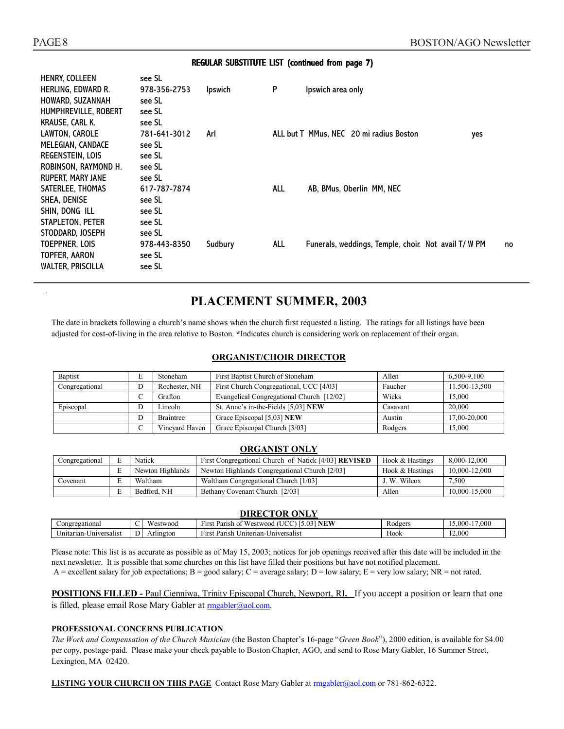**REGULAR SUBSTITUTE LIST (continued from page 7)**

| | | | | | |
|---|---|---|---|---|---|
| HENRY, COLLEEN | see SL | | | | |
| HERLING, EDWARD R. | 978-356-2753 | Ipswich | P | Ipswich area only | |
| HOWARD, SUZANNAH | see SL | | | | |
| HUMPHREVILLE, ROBERT | see SL | | | | |
| KRAUSE, CARL K. | see SL | | | | |
| LAWTON, CAROLE | 781-641-3012 | Arl | ALL but T | MMus, NEC 20 mi radius Boston | yes |
| MELEGIAN, CANDACE | see SL | | | | |
| REGENSTEIN, LOIS | see SL | | | | |
| ROBINSON, RAYMOND H. | see SL | | | | |
| RUPERT, MARY JANE | see SL | | | | |
| SATERLEE, THOMAS | 617-787-7874 | | ALL | AB, BMus, Oberlin MM, NEC | |
| SHEA, DENISE | see SL | | | | |
| SHIN, DONG ILL | see SL | | | | |
| STAPLETON, PETER | see SL | | | | |
| STODDARD, JOSEPH | see SL | | | | |
| TOEPPNER, LOIS | 978-443-8350 | Sudbury | ALL | Funerals, weddings, Temple, choir. Not avail T/ W PM | no |
| TOPFER, AARON | see SL | | | | |
| WALTER, PRISCILLA | see SL | | | | |

# PLACEMENT SUMMER, 2003

The date in brackets following a church's name shows when the church first requested a listing. The ratings for all listings have been adjusted for cost-of-living in the area relative to Boston. *Indicates church is considering work on replacement of their organ.

## ORGANIST/CHOIR DIRECTOR

| | | | | | |
|---|---|---|---|---|---|
| Baptist | E | Stoneham | First Baptist Church of Stoneham | Allen | 6,500-9,100 |
| Congregational | D | Rochester, NH | First Church Congregational, UCC [4/03] | Faucher | 11.500-13,500 |
| | C | Grafton | Evangelical Congregational Church [12/02] | Wicks | 15,000 |
| Episcopal | D | Lincoln | St. Anne's in-the-Fields [5,03] **NEW** | Casavant | 20,000 |
| | D | Braintree | Grace Episcopal [5,03] **NEW** | Austin | 17,00-20,000 |
| | C | Vineyard Haven | Grace Episcopal Church [3/03] | Rodgers | 15,000 |

## ORGANIST ONLY

| | | | | | |
|---|---|---|---|---|---|
| Congregational | E | Natick | First Congregational Church of Natick [4/03] **REVISED** | Hook & Hastings | 8,000-12,000 |
| | E | Newton Highlands | Newton Highlands Congregational Church [2/03] | Hook & Hastings | 10,000-12,000 |
| Covenant | E | Waltham | Waltham Congregational Church [1/03] | J. W. Wilcox | 7,500 |
| | E | Bedford, NH | Bethany Covenant Church [2/03] | Allen | 10,000-15,000 |

## DIRECTOR ONLY

| | | | | | |
|---|---|---|---|---|---|
| Congregational | C | Westwood | First Parish of Westwood (UCC) [5.03] **NEW** | Rodgers | 15,000-17,000 |
| Unitarian-Universalist | D | Arlington | First Parish Uniterian-Universalist | Hook | 12,000 |

Please note: This list is as accurate as possible as of May 15, 2003; notices for job openings received after this date will be included in the next newsletter. It is possible that some churches on this list have filled their positions but have not notified placement.
A = excellent salary for job expectations; B = good salary; C = average salary; D = low salary; E = very low salary; NR = not rated.

**POSITIONS FILLED -** Paul Cienniwa, Trinity Episcopal Church, Newport, RI. If you accept a position or learn that one is filled, please email Rose Mary Gabler at rmgabler@aol.com.

**PROFESSIONAL CONCERNS PUBLICATION**

*The Work and Compensation of the Church Musician* (the Boston Chapter's 16-page "*Green Book*"), 2000 edition, is available for $4.00 per copy, postage-paid. Please make your check payable to Boston Chapter, AGO, and send to Rose Mary Gabler, 16 Summer Street, Lexington, MA 02420.

**LISTING YOUR CHURCH ON THIS PAGE** Contact Rose Mary Gabler at rmgabler@aol.com or 781-862-6322.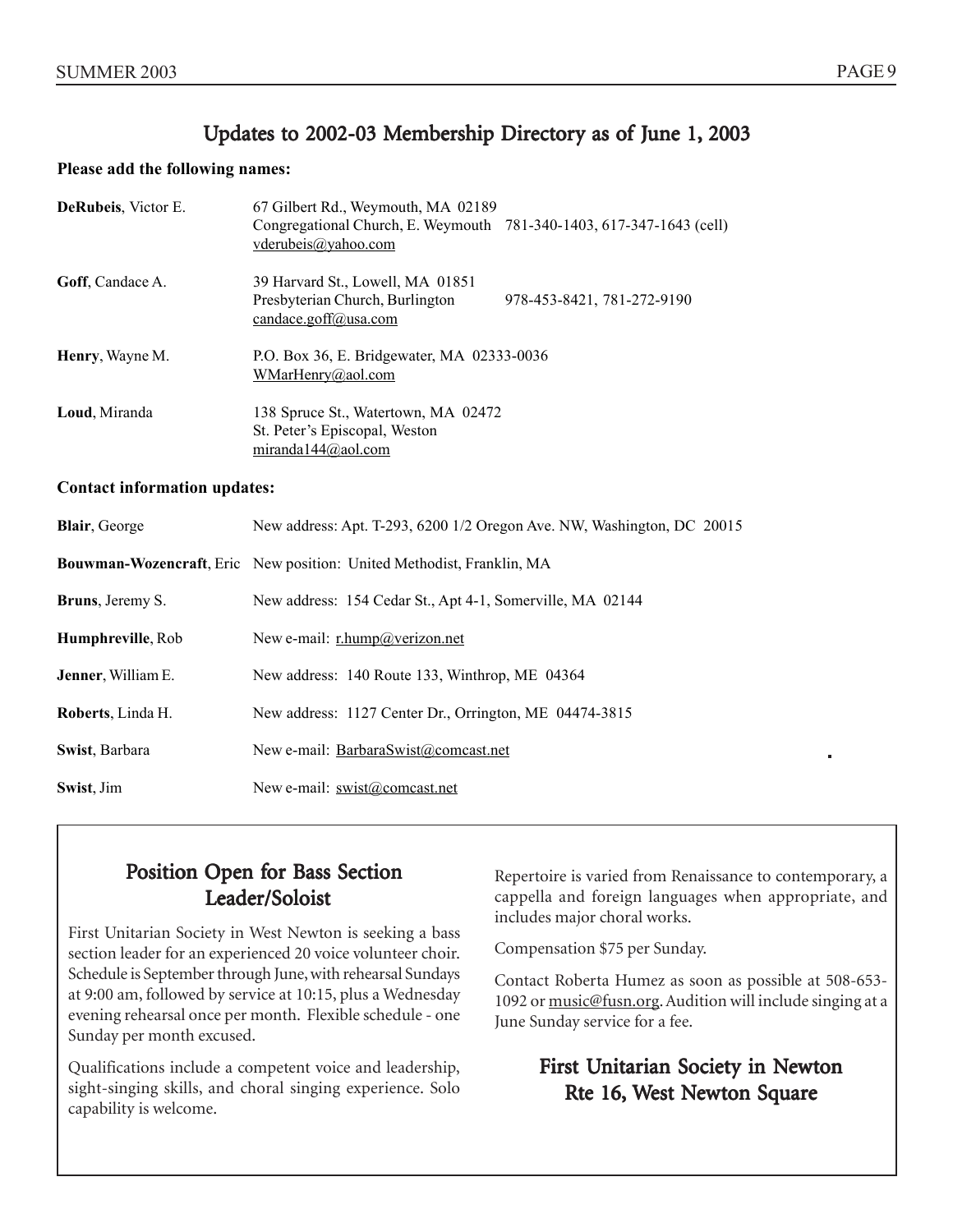## Updates to 2002-03 Membership Directory as of June 1, 2003

**Please add the following names:**

**DeRubeis**, Victor E.
67 Gilbert Rd., Weymouth, MA 02189
Congregational Church, E. Weymouth 781-340-1403, 617-347-1643 (cell)
vderubeis@yahoo.com

**Goff**, Candace A.
39 Harvard St., Lowell, MA 01851
Presbyterian Church, Burlington 978-453-8421, 781-272-9190
candace.goff@usa.com

**Henry**, Wayne M.
P.O. Box 36, E. Bridgewater, MA 02333-0036
WMarHenry@aol.com

**Loud**, Miranda
138 Spruce St., Watertown, MA 02472
St. Peter's Episcopal, Weston
miranda144@aol.com

**Contact information updates:**

**Blair**, George — New address: Apt. T-293, 6200 1/2 Oregon Ave. NW, Washington, DC 20015

**Bouwman-Wozencraft**, Eric — New position: United Methodist, Franklin, MA

**Bruns**, Jeremy S. — New address: 154 Cedar St., Apt 4-1, Somerville, MA 02144

**Humphreville**, Rob — New e-mail: r.hump@verizon.net

**Jenner**, William E. — New address: 140 Route 133, Winthrop, ME 04364

**Roberts**, Linda H. — New address: 1127 Center Dr., Orrington, ME 04474-3815

**Swist**, Barbara — New e-mail: BarbaraSwist@comcast.net

**Swist**, Jim — New e-mail: swist@comcast.net

## Position Open for Bass Section Leader/Soloist

First Unitarian Society in West Newton is seeking a bass section leader for an experienced 20 voice volunteer choir. Schedule is September through June, with rehearsal Sundays at 9:00 am, followed by service at 10:15, plus a Wednesday evening rehearsal once per month. Flexible schedule - one Sunday per month excused.

Qualifications include a competent voice and leadership, sight-singing skills, and choral singing experience. Solo capability is welcome.

Repertoire is varied from Renaissance to contemporary, a cappella and foreign languages when appropriate, and includes major choral works.

Compensation $75 per Sunday.

Contact Roberta Humez as soon as possible at 508-653-1092 or music@fusn.org. Audition will include singing at a June Sunday service for a fee.

### First Unitarian Society in Newton
### Rte 16, West Newton Square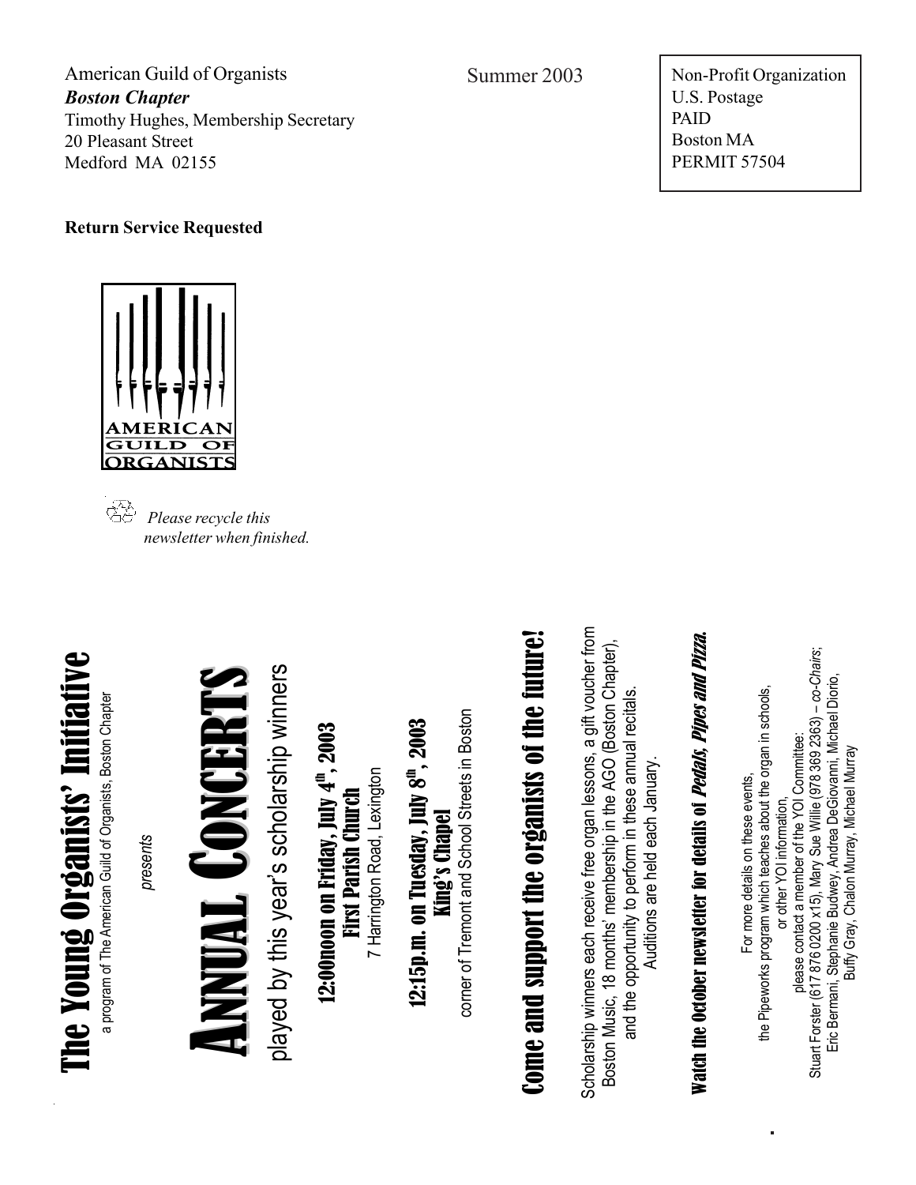American Guild of Organists
***Boston Chapter***
Timothy Hughes, Membership Secretary
20 Pleasant Street
Medford MA 02155

Summer 2003

Non-Profit Organization
U.S. Postage
PAID
Boston MA
PERMIT 57504

**Return Service Requested**

AMERICAN GUILD OF ORGANISTS

*Please recycle this newsletter when finished.*

# The Young Organists' Initiative

a program of The American Guild of Organists, Boston Chapter

*presents*

# ANNUAL CONCERTS

played by this year's scholarship winners

**12:00noon on Friday, July 4th, 2003**
**First Parish Church**
7 Harrington Road, Lexington

**12:15p.m. on Tuesday, July 8th, 2003**
**King's Chapel**
corner of Tremont and School Streets in Boston

## Come and support the organists of the future!

Scholarship winners each receive free organ lessons, a gift voucher from Boston Music, 18 months' membership in the AGO (Boston Chapter), and the opportunity to perform in these annual recitals.
Auditions are held each January.

**Watch the October newsletter for details of *Pedals, Pipes and Pizza.***

For more details on these events,
the Pipeworks program which teaches about the organ in schools,
or other YOI information,
please contact a member of the YOI Committee:
Stuart Forster (617 876 0200 x15), Mary Sue Willie (978 369 2363) – *co-Chairs*;
Eric Bermani, Stephanie Budwey, Andrea DeGiovanni, Michael Diorio,
Buffy Gray, Chalon Murray, Michael Murray